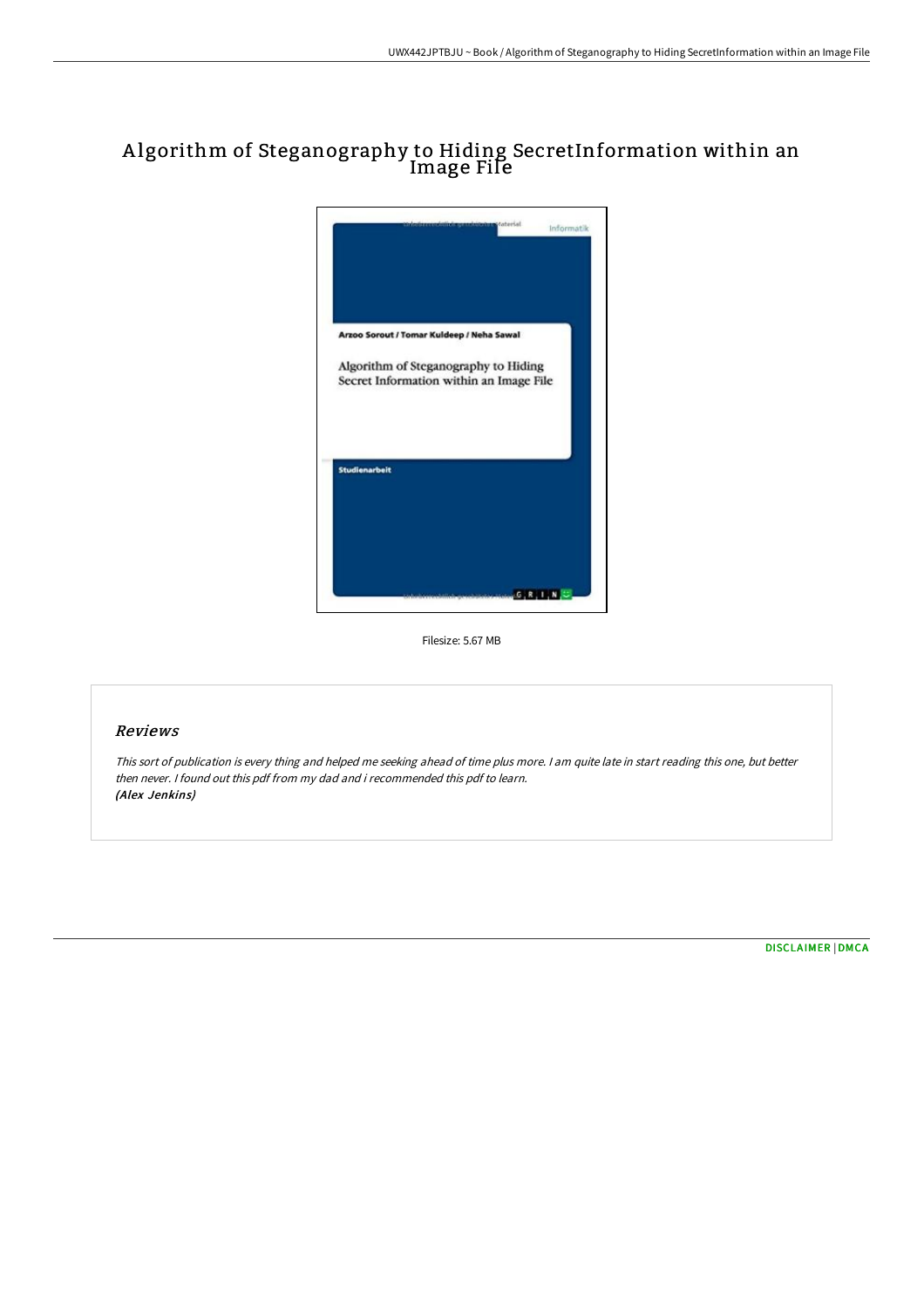# Algorithm of Steganography to Hiding SecretInformation within an Image File

Filesize: 5.67 MB

## Reviews

*This sort of publication is every thing and helped me seeking ahead of time plus more. I am quite late in start reading this one, but better then never. I found out this pdf from my dad and i recommended this pdf to learn.*
***(Alex Jenkins)***

DISCLAIMER | DMCA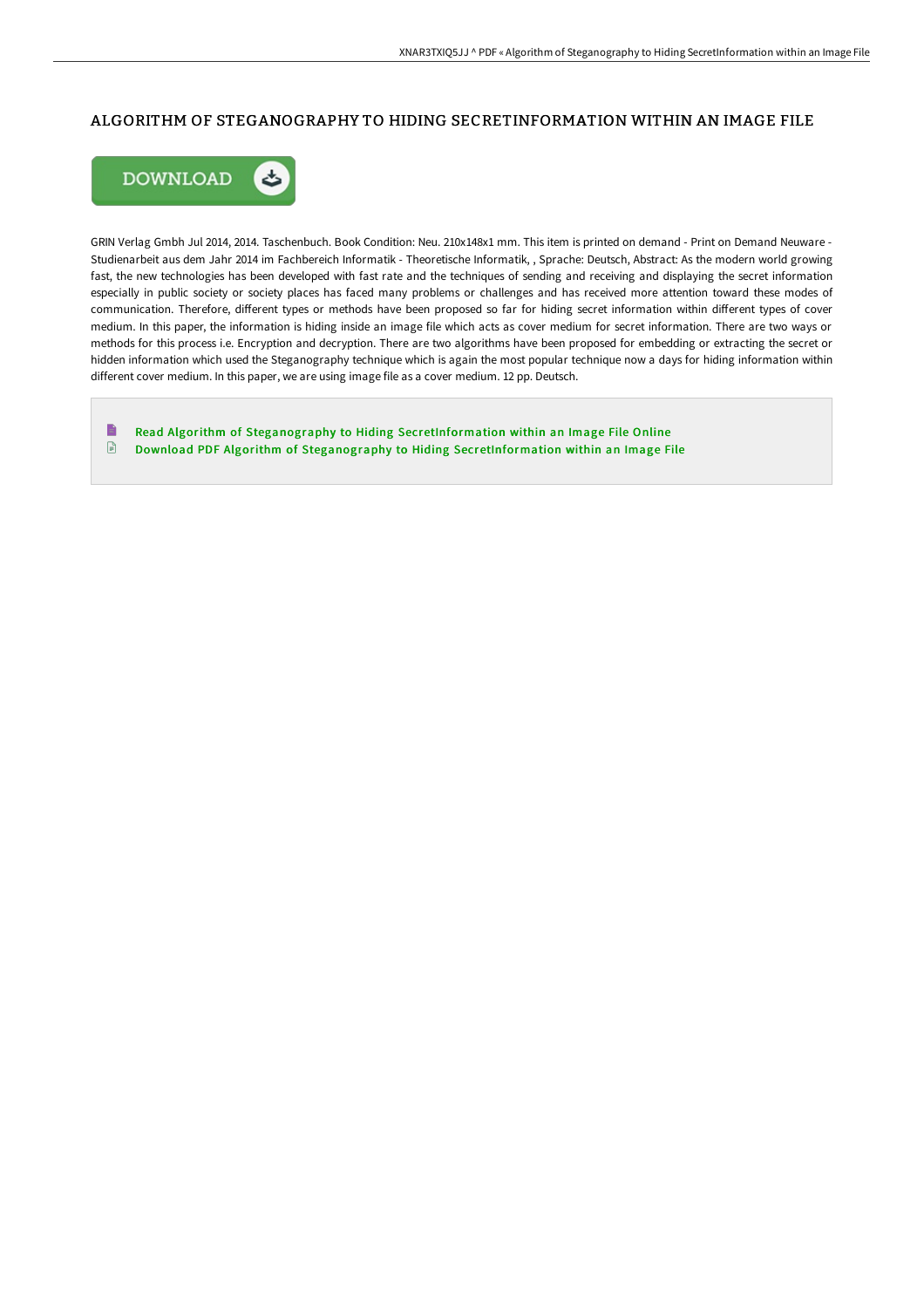# ALGORITHM OF STEGANOGRAPHY TO HIDING SECRETINFORMATION WITHIN AN IMAGE FILE

GRIN Verlag Gmbh Jul 2014, 2014. Taschenbuch. Book Condition: Neu. 210x148x1 mm. This item is printed on demand - Print on Demand Neuware - Studienarbeit aus dem Jahr 2014 im Fachbereich Informatik - Theoretische Informatik, , Sprache: Deutsch, Abstract: As the modern world growing fast, the new technologies has been developed with fast rate and the techniques of sending and receiving and displaying the secret information especially in public society or society places has faced many problems or challenges and has received more attention toward these modes of communication. Therefore, different types or methods have been proposed so far for hiding secret information within different types of cover medium. In this paper, the information is hiding inside an image file which acts as cover medium for secret information. There are two ways or methods for this process i.e. Encryption and decryption. There are two algorithms have been proposed for embedding or extracting the secret or hidden information which used the Steganography technique which is again the most popular technique now a days for hiding information within different cover medium. In this paper, we are using image file as a cover medium. 12 pp. Deutsch.

- Read Algorithm of Steganography to Hiding SecretInformation within an Image File Online
- Download PDF Algorithm of Steganography to Hiding SecretInformation within an Image File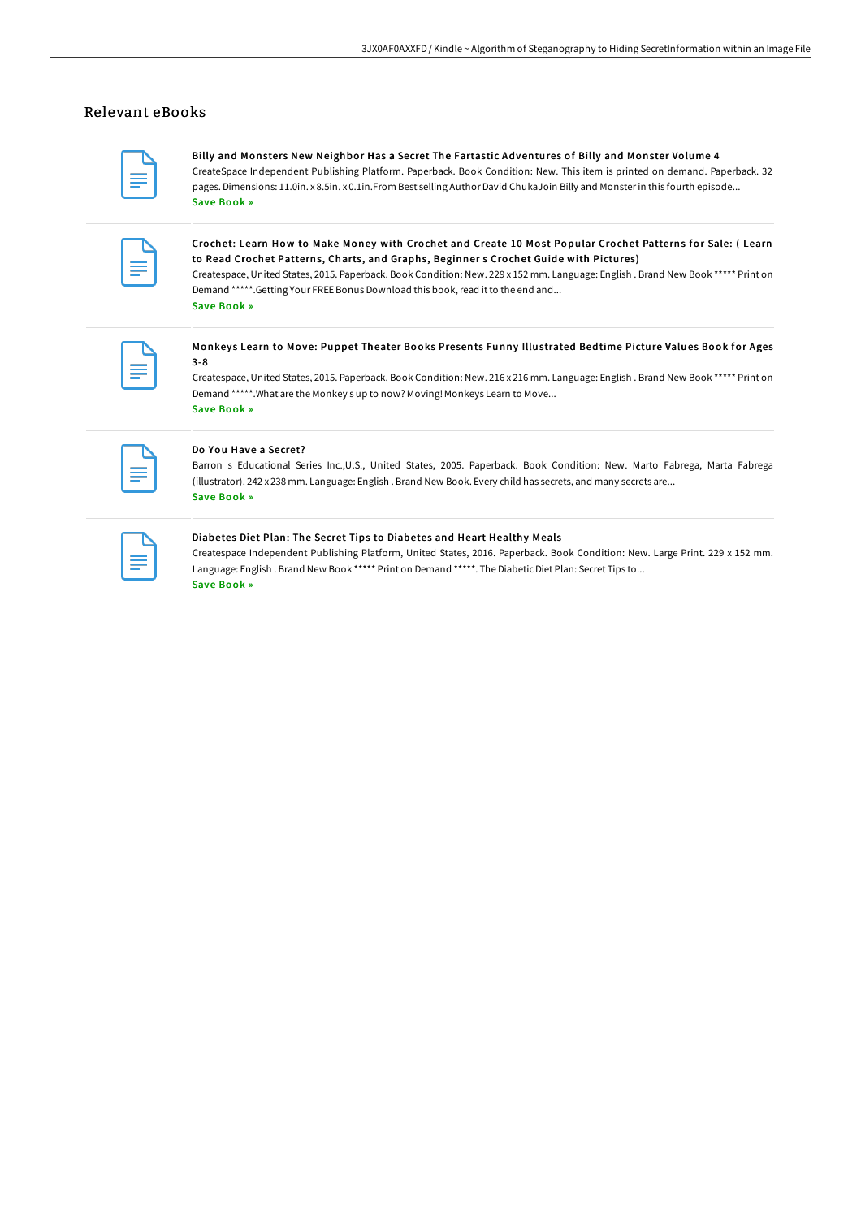## Relevant eBooks

**Billy and Monsters New Neighbor Has a Secret The Fartastic Adventures of Billy and Monster Volume 4**

CreateSpace Independent Publishing Platform. Paperback. Book Condition: New. This item is printed on demand. Paperback. 32 pages. Dimensions: 11.0in. x 8.5in. x 0.1in.From Best selling Author David ChukaJoin Billy and Monster in this fourth episode...

Save Book »

**Crochet: Learn How to Make Money with Crochet and Create 10 Most Popular Crochet Patterns for Sale: ( Learn to Read Crochet Patterns, Charts, and Graphs, Beginner s Crochet Guide with Pictures)**

Createspace, United States, 2015. Paperback. Book Condition: New. 229 x 152 mm. Language: English . Brand New Book ***** Print on Demand *****.Getting Your FREE Bonus Download this book, read it to the end and...

Save Book »

**Monkeys Learn to Move: Puppet Theater Books Presents Funny Illustrated Bedtime Picture Values Book for Ages 3-8**

Createspace, United States, 2015. Paperback. Book Condition: New. 216 x 216 mm. Language: English . Brand New Book ***** Print on Demand *****.What are the Monkey s up to now? Moving! Monkeys Learn to Move...

Save Book »

**Do You Have a Secret?**

Barron s Educational Series Inc.,U.S., United States, 2005. Paperback. Book Condition: New. Marto Fabrega, Marta Fabrega (illustrator). 242 x 238 mm. Language: English . Brand New Book. Every child has secrets, and many secrets are...

Save Book »

**Diabetes Diet Plan: The Secret Tips to Diabetes and Heart Healthy Meals**

Createspace Independent Publishing Platform, United States, 2016. Paperback. Book Condition: New. Large Print. 229 x 152 mm. Language: English . Brand New Book ***** Print on Demand *****. The Diabetic Diet Plan: Secret Tips to...

Save Book »